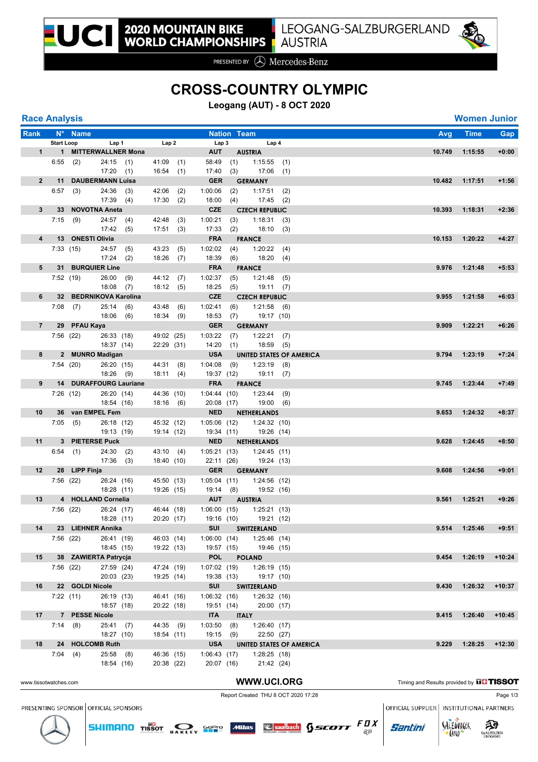2020 MOUNTAIN BIKE WORLD CHAMPIONSHIPS — LEOGANG-SALZBURGERLAND AUSTRIA

PRESENTED BY Mercedes-Benz

# CROSS-COUNTRY OLYMPIC

**Leogang (AUT) - 8 OCT 2020**

## Race Analysis — Women Junior

| Rank | N° | Name | Nation | Team | Avg | Time | Gap |
|---|---|---|---|---|---|---|---|
| | Start Loop | Lap 1 | Lap 2 | Lap 3 | Lap 4 | | |
| 1 | 1 | MITTERWALLNER Mona | AUT | AUSTRIA | 10.749 | 1:15:55 | +0:00 |
| | 6:55 (2) | 24:15 (1) / 17:20 (1) | 41:09 (1) / 16:54 (1) | 58:49 (1) / 17:40 (3) | 1:15:55 (1) / 17:06 (1) | | |
| 2 | 11 | DAUBERMANN Luisa | GER | GERMANY | 10.482 | 1:17:51 | +1:56 |
| | 6:57 (3) | 24:36 (3) / 17:39 (4) | 42:06 (2) / 17:30 (2) | 1:00:06 (2) / 18:00 (4) | 1:17:51 (2) / 17:45 (2) | | |
| 3 | 33 | NOVOTNA Aneta | CZE | CZECH REPUBLIC | 10.393 | 1:18:31 | +2:36 |
| | 7:15 (9) | 24:57 (4) / 17:42 (5) | 42:48 (3) / 17:51 (3) | 1:00:21 (3) / 17:33 (2) | 1:18:31 (3) / 18:10 (3) | | |
| 4 | 13 | ONESTI Olivia | FRA | FRANCE | 10.153 | 1:20:22 | +4:27 |
| | 7:33 (15) | 24:57 (5) / 17:24 (2) | 43:23 (5) / 18:26 (7) | 1:02:02 (4) / 18:39 (6) | 1:20:22 (4) / 18:20 (4) | | |
| 5 | 31 | BURQUIER Line | FRA | FRANCE | 9.976 | 1:21:48 | +5:53 |
| | 7:52 (19) | 26:00 (9) / 18:08 (7) | 44:12 (7) / 18:12 (5) | 1:02:37 (5) / 18:25 (5) | 1:21:48 (5) / 19:11 (7) | | |
| 6 | 32 | BEDRNIKOVA Karolina | CZE | CZECH REPUBLIC | 9.955 | 1:21:58 | +6:03 |
| | 7:08 (7) | 25:14 (6) / 18:06 (6) | 43:48 (6) / 18:34 (9) | 1:02:41 (6) / 18:53 (7) | 1:21:58 (6) / 19:17 (10) | | |
| 7 | 29 | PFAU Kaya | GER | GERMANY | 9.909 | 1:22:21 | +6:26 |
| | 7:56 (22) | 26:33 (18) / 18:37 (14) | 49:02 (25) / 22:29 (31) | 1:03:22 (7) / 14:20 (1) | 1:22:21 (7) / 18:59 (5) | | |
| 8 | 2 | MUNRO Madigan | USA | UNITED STATES OF AMERICA | 9.794 | 1:23:19 | +7:24 |
| | 7:54 (20) | 26:20 (15) / 18:26 (9) | 44:31 (8) / 18:11 (4) | 1:04:08 (9) / 19:37 (12) | 1:23:19 (8) / 19:11 (7) | | |
| 9 | 14 | DURAFFOURG Lauriane | FRA | FRANCE | 9.745 | 1:23:44 | +7:49 |
| | 7:26 (12) | 26:20 (14) / 18:54 (16) | 44:36 (10) / 18:16 (6) | 1:04:44 (10) / 20:08 (17) | 1:23:44 (9) / 19:00 (6) | | |
| 10 | 36 | van EMPEL Fem | NED | NETHERLANDS | 9.653 | 1:24:32 | +8:37 |
| | 7:05 (5) | 26:18 (12) / 19:13 (19) | 45:32 (12) / 19:14 (12) | 1:05:06 (12) / 19:34 (11) | 1:24:32 (10) / 19:26 (14) | | |
| 11 | 3 | PIETERSE Puck | NED | NETHERLANDS | 9.628 | 1:24:45 | +8:50 |
| | 6:54 (1) | 24:30 (2) / 17:36 (3) | 43:10 (4) / 18:40 (10) | 1:05:21 (13) / 22:11 (26) | 1:24:45 (11) / 19:24 (13) | | |
| 12 | 28 | LIPP Finja | GER | GERMANY | 9.608 | 1:24:56 | +9:01 |
| | 7:56 (22) | 26:24 (16) / 18:28 (11) | 45:50 (13) / 19:26 (15) | 1:05:04 (11) / 19:14 (8) | 1:24:56 (12) / 19:52 (16) | | |
| 13 | 4 | HOLLAND Cornelia | AUT | AUSTRIA | 9.561 | 1:25:21 | +9:26 |
| | 7:56 (22) | 26:24 (17) / 18:28 (11) | 46:44 (18) / 20:20 (17) | 1:06:00 (15) / 19:16 (10) | 1:25:21 (13) / 19:21 (12) | | |
| 14 | 23 | LIEHNER Annika | SUI | SWITZERLAND | 9.514 | 1:25:46 | +9:51 |
| | 7:56 (22) | 26:41 (19) / 18:45 (15) | 46:03 (14) / 19:22 (13) | 1:06:00 (14) / 19:57 (15) | 1:25:46 (14) / 19:46 (15) | | |
| 15 | 38 | ZAWIERTA Patrycja | POL | POLAND | 9.454 | 1:26:19 | +10:24 |
| | 7:56 (22) | 27:59 (24) / 20:03 (23) | 47:24 (19) / 19:25 (14) | 1:07:02 (19) / 19:38 (13) | 1:26:19 (15) / 19:17 (10) | | |
| 16 | 22 | GOLDI Nicole | SUI | SWITZERLAND | 9.430 | 1:26:32 | +10:37 |
| | 7:22 (11) | 26:19 (13) / 18:57 (18) | 46:41 (16) / 20:22 (18) | 1:06:32 (16) / 19:51 (14) | 1:26:32 (16) / 20:00 (17) | | |
| 17 | 7 | PESSE Nicole | ITA | ITALY | 9.415 | 1:26:40 | +10:45 |
| | 7:14 (8) | 25:41 (7) / 18:27 (10) | 44:35 (9) / 18:54 (11) | 1:03:50 (8) / 19:15 (9) | 1:26:40 (17) / 22:50 (27) | | |
| 18 | 24 | HOLCOMB Ruth | USA | UNITED STATES OF AMERICA | 9.229 | 1:28:25 | +12:30 |
| | 7:04 (4) | 25:58 (8) / 18:54 (16) | 46:36 (15) / 20:38 (22) | 1:06:43 (17) / 20:07 (16) | 1:28:25 (18) / 21:42 (24) | | |

www.tissotwatches.com — WWW.UCI.ORG — Timing and Results provided by TISSOT

Report Created THU 8 OCT 2020 17:28

PRESENTING SPONSOR | OFFICIAL SPONSORS | OFFICIAL SUPPLIER | INSTITUTIONAL PARTNERS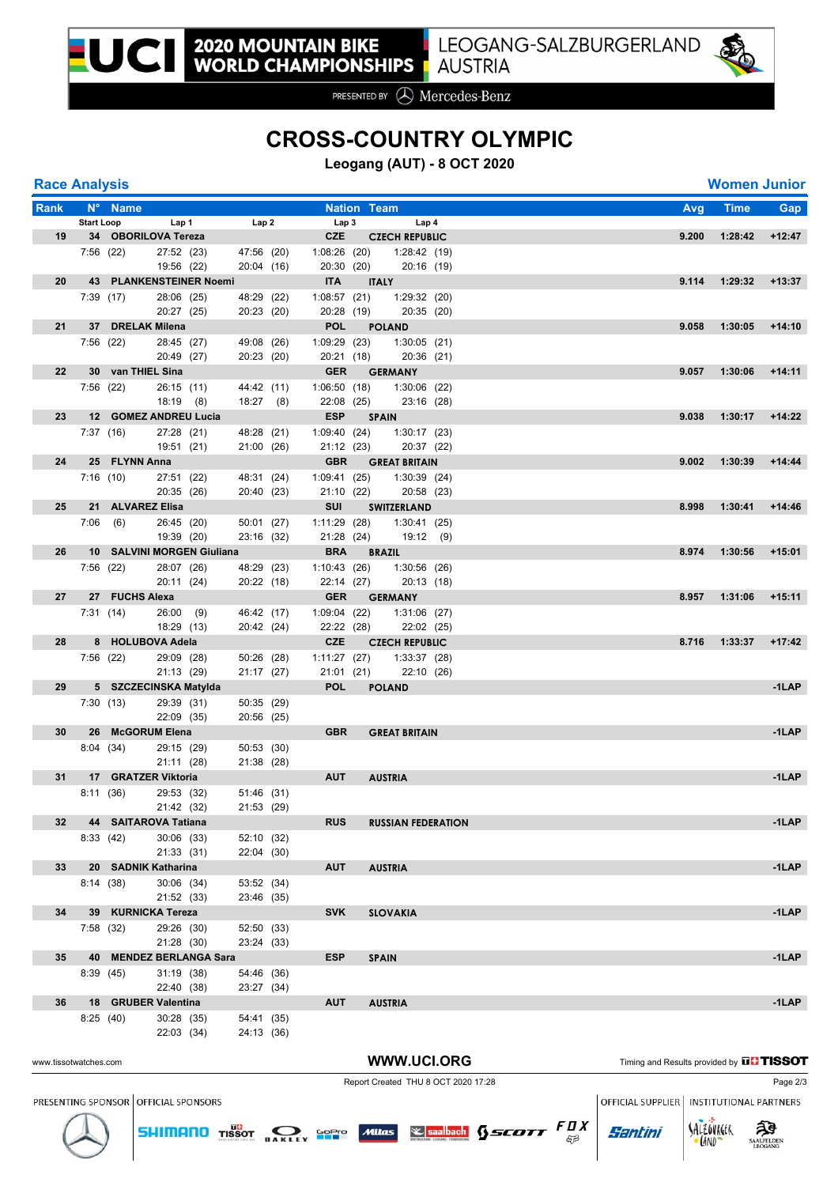# CROSS-COUNTRY OLYMPIC

**Leogang (AUT) - 8 OCT 2020**

## Race Analysis

**Women Junior**

| Rank | N° | Name | Nation | Team | Avg | Time | Gap |
|---|---|---|---|---|---|---|---|
| | Start Loop | Lap 1 | Lap 2 | Lap 3 | Lap 4 | | |
| 19 | 34 | OBORILOVA Tereza | CZE | CZECH REPUBLIC | 9.200 | 1:28:42 | +12:47 |
| | 7:56 (22) | 27:52 (23) / 19:56 (22) | 47:56 (20) / 20:04 (16) | 1:08:26 (20) / 20:30 (20) | 1:28:42 (19) / 20:16 (19) | | |
| 20 | 43 | PLANKENSTEINER Noemi | ITA | ITALY | 9.114 | 1:29:32 | +13:37 |
| | 7:39 (17) | 28:06 (25) / 20:27 (25) | 48:29 (22) / 20:23 (20) | 1:08:57 (21) / 20:28 (19) | 1:29:32 (20) / 20:35 (20) | | |
| 21 | 37 | DRELAK Milena | POL | POLAND | 9.058 | 1:30:05 | +14:10 |
| | 7:56 (22) | 28:45 (27) / 20:49 (27) | 49:08 (26) / 20:23 (20) | 1:09:29 (23) / 20:21 (18) | 1:30:05 (21) / 20:36 (21) | | |
| 22 | 30 | van THIEL Sina | GER | GERMANY | 9.057 | 1:30:06 | +14:11 |
| | 7:56 (22) | 26:15 (11) / 18:19 (8) | 44:42 (11) / 18:27 (8) | 1:06:50 (18) / 22:08 (25) | 1:30:06 (22) / 23:16 (28) | | |
| 23 | 12 | GOMEZ ANDREU Lucia | ESP | SPAIN | 9.038 | 1:30:17 | +14:22 |
| | 7:37 (16) | 27:28 (21) / 19:51 (21) | 48:28 (21) / 21:00 (26) | 1:09:40 (24) / 21:12 (23) | 1:30:17 (23) / 20:37 (22) | | |
| 24 | 25 | FLYNN Anna | GBR | GREAT BRITAIN | 9.002 | 1:30:39 | +14:44 |
| | 7:16 (10) | 27:51 (22) / 20:35 (26) | 48:31 (24) / 20:40 (23) | 1:09:41 (25) / 21:10 (22) | 1:30:39 (24) / 20:58 (23) | | |
| 25 | 21 | ALVAREZ Elisa | SUI | SWITZERLAND | 8.998 | 1:30:41 | +14:46 |
| | 7:06 (6) | 26:45 (20) / 19:39 (20) | 50:01 (27) / 23:16 (32) | 1:11:29 (28) / 21:28 (24) | 1:30:41 (25) / 19:12 (9) | | |
| 26 | 10 | SALVINI MORGEN Giuliana | BRA | BRAZIL | 8.974 | 1:30:56 | +15:01 |
| | 7:56 (22) | 28:07 (26) / 20:11 (24) | 48:29 (23) / 20:22 (18) | 1:10:43 (26) / 22:14 (27) | 1:30:56 (26) / 20:13 (18) | | |
| 27 | 27 | FUCHS Alexa | GER | GERMANY | 8.957 | 1:31:06 | +15:11 |
| | 7:31 (14) | 26:00 (9) / 18:29 (13) | 46:42 (17) / 20:42 (24) | 1:09:04 (22) / 22:22 (28) | 1:31:06 (27) / 22:02 (25) | | |
| 28 | 8 | HOLUBOVA Adela | CZE | CZECH REPUBLIC | 8.716 | 1:33:37 | +17:42 |
| | 7:56 (22) | 29:09 (28) / 21:13 (29) | 50:26 (28) / 21:17 (27) | 1:11:27 (27) / 21:01 (21) | 1:33:37 (28) / 22:10 (26) | | |
| 29 | 5 | SZCZECINSKA Matylda | POL | POLAND | | | -1LAP |
| | 7:30 (13) | 29:39 (31) / 22:09 (35) | 50:35 (29) / 20:56 (25) | | | | |
| 30 | 26 | McGORUM Elena | GBR | GREAT BRITAIN | | | -1LAP |
| | 8:04 (34) | 29:15 (29) / 21:11 (28) | 50:53 (30) / 21:38 (28) | | | | |
| 31 | 17 | GRATZER Viktoria | AUT | AUSTRIA | | | -1LAP |
| | 8:11 (36) | 29:53 (32) / 21:42 (32) | 51:46 (31) / 21:53 (29) | | | | |
| 32 | 44 | SAITAROVA Tatiana | RUS | RUSSIAN FEDERATION | | | -1LAP |
| | 8:33 (42) | 30:06 (33) / 21:33 (31) | 52:10 (32) / 22:04 (30) | | | | |
| 33 | 20 | SADNIK Katharina | AUT | AUSTRIA | | | -1LAP |
| | 8:14 (38) | 30:06 (34) / 21:52 (33) | 53:52 (34) / 23:46 (35) | | | | |
| 34 | 39 | KURNICKA Tereza | SVK | SLOVAKIA | | | -1LAP |
| | 7:58 (32) | 29:26 (30) / 21:28 (30) | 52:50 (33) / 23:24 (33) | | | | |
| 35 | 40 | MENDEZ BERLANGA Sara | ESP | SPAIN | | | -1LAP |
| | 8:39 (45) | 31:19 (38) / 22:40 (38) | 54:46 (36) / 23:27 (34) | | | | |
| 36 | 18 | GRUBER Valentina | AUT | AUSTRIA | | | -1LAP |
| | 8:25 (40) | 30:28 (35) / 22:03 (34) | 54:41 (35) / 24:13 (36) | | | | |

www.tissotwatches.com | WWW.UCI.ORG | Timing and Results provided by TISSOT

Report Created THU 8 OCT 2020 17:28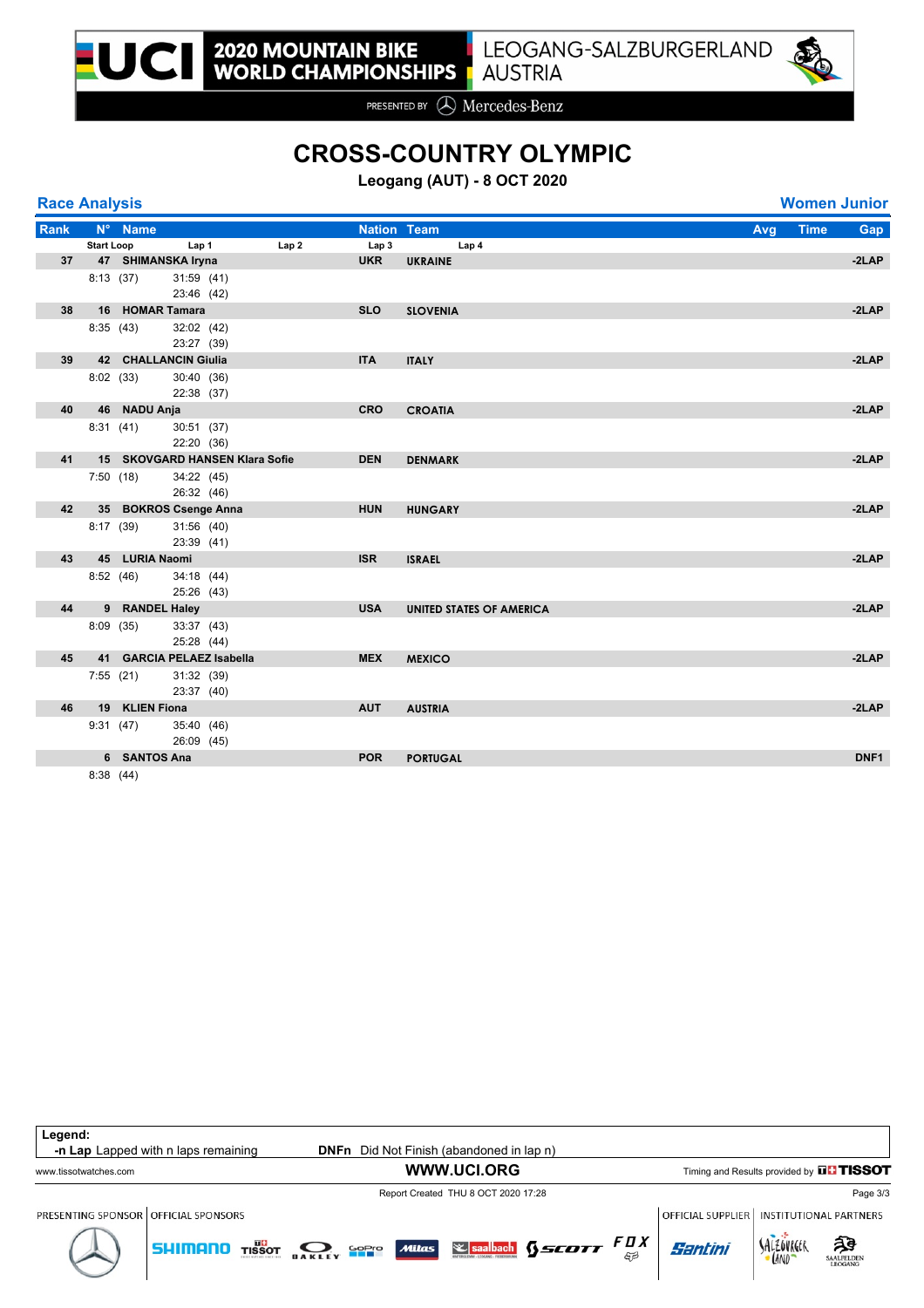# CROSS-COUNTRY OLYMPIC

**Leogang (AUT) - 8 OCT 2020**

**Race Analysis** | **Women Junior**

| Rank | N° | Name | Nation | Team | Avg | Time | Gap |
|---|---|---|---|---|---|---|---|
| | | Start Loop / Lap 1 / Lap 2 / Lap 3 / Lap 4 | | | | | |
| 37 | 47 | SHIMANSKA Iryna | UKR | UKRAINE | | | -2LAP |
| | | 8:13 (37) / 31:59 (41) / 23:46 (42) | | | | | |
| 38 | 16 | HOMAR Tamara | SLO | SLOVENIA | | | -2LAP |
| | | 8:35 (43) / 32:02 (42) / 23:27 (39) | | | | | |
| 39 | 42 | CHALLANCIN Giulia | ITA | ITALY | | | -2LAP |
| | | 8:02 (33) / 30:40 (36) / 22:38 (37) | | | | | |
| 40 | 46 | NADU Anja | CRO | CROATIA | | | -2LAP |
| | | 8:31 (41) / 30:51 (37) / 22:20 (36) | | | | | |
| 41 | 15 | SKOVGARD HANSEN Klara Sofie | DEN | DENMARK | | | -2LAP |
| | | 7:50 (18) / 34:22 (45) / 26:32 (46) | | | | | |
| 42 | 35 | BOKROS Csenge Anna | HUN | HUNGARY | | | -2LAP |
| | | 8:17 (39) / 31:56 (40) / 23:39 (41) | | | | | |
| 43 | 45 | LURIA Naomi | ISR | ISRAEL | | | -2LAP |
| | | 8:52 (46) / 34:18 (44) / 25:26 (43) | | | | | |
| 44 | 9 | RANDEL Haley | USA | UNITED STATES OF AMERICA | | | -2LAP |
| | | 8:09 (35) / 33:37 (43) / 25:28 (44) | | | | | |
| 45 | 41 | GARCIA PELAEZ Isabella | MEX | MEXICO | | | -2LAP |
| | | 7:55 (21) / 31:32 (39) / 23:37 (40) | | | | | |
| 46 | 19 | KLIEN Fiona | AUT | AUSTRIA | | | -2LAP |
| | | 9:31 (47) / 35:40 (46) / 26:09 (45) | | | | | |
| | 6 | SANTOS Ana | POR | PORTUGAL | | | DNF1 |
| | | 8:38 (44) | | | | | |

**Legend:**
**-n Lap** Lapped with n laps remaining
**DNFn** Did Not Finish (abandoned in lap n)

www.tissotwatches.com | WWW.UCI.ORG | Timing and Results provided by TISSOT

Report Created THU 8 OCT 2020 17:28